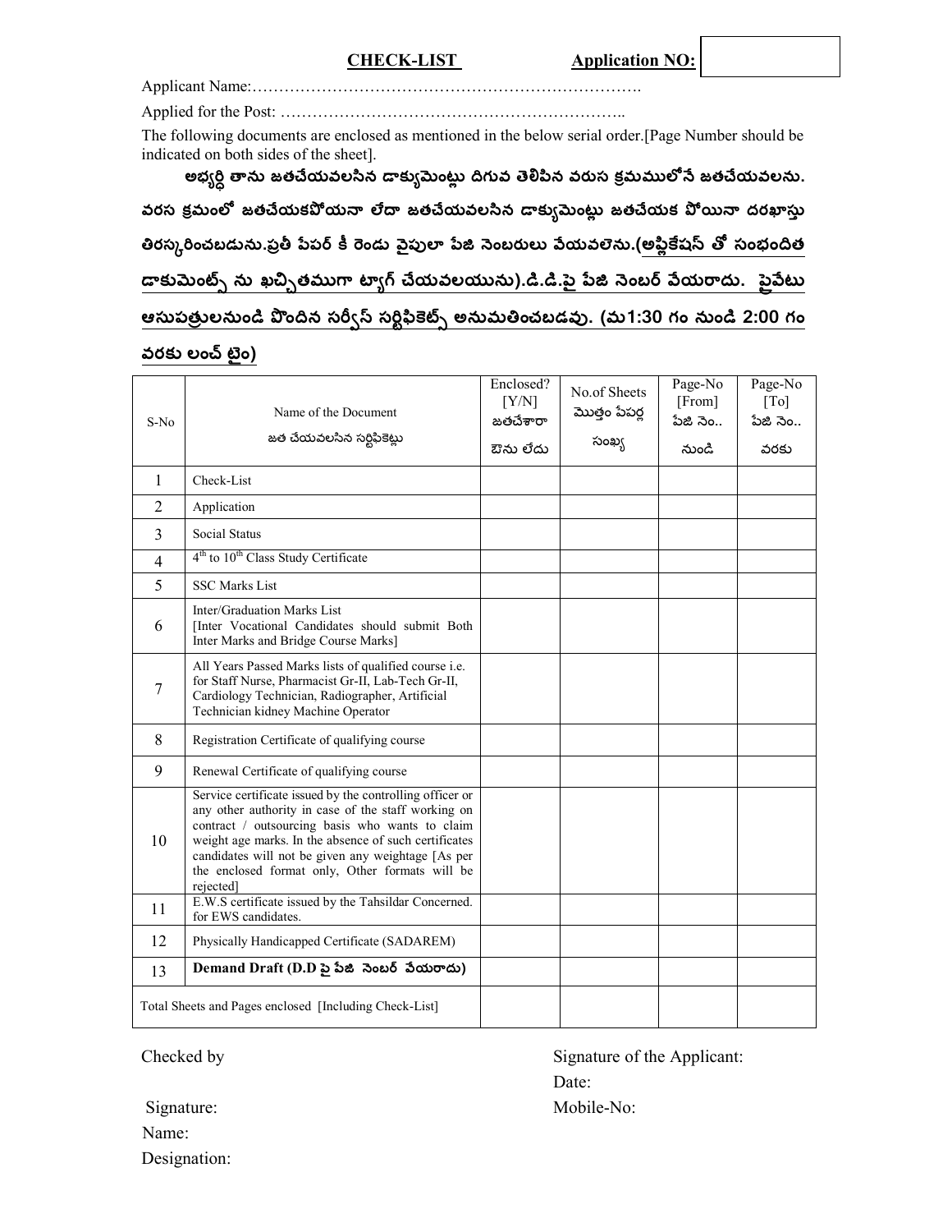**CHECK-LIST** **Application NO:** 

Applicant Name:……………………………………………………………….

Applied for the Post: ………………………………………………………..

The following documents are enclosed as mentioned in the below serial order.[Page Number should be indicated on both sides of the sheet].

**అభ్యర్థి తాను జతచేయవలసిన డాక్యుమెంట్లు దిగువ తెలిపిన వరుస క్రమములోనే జతచేయవలను. వరస క్రమంలో జతచేయకపోయినా లేదా జతచేయవలసిన డాక్యుమెంట్లు జతచేయక పోయినా దరఖాస్తు తిరస్కరించబడును.ప్రతీ పేపర్ కీ రెండు వైపులా పేజి నెంబరులు వేయవలెను.(అప్లికేషన్ తో సంభందిత డాకుమెంట్స్ ను ఖచ్చితముగా ట్యాగ్ చేయవలయును).డి.డి.పై పేజి నెంబర్ వేయరాదు. ప్రైవేటు ఆసుపత్రులనుండి పొందిన సర్వీస్ సర్టిఫికెట్స్ అనుమతించబడవు. (మ1:30 గం నుండి 2:00 గం వరకు లంచ్ టైం)**

| S-No | Name of the Document<br>జత చేయవలసిన సర్టిఫికెట్లు | Enclosed? [Y/N]<br>జతచేశారా లేదు | No.of Sheets<br>మొత్తం పేపర్ల సంఖ్య | Page-No [From]<br>పేజి నెం.. నుండి | Page-No [To]<br>పేజి నెం.. వరకు |
|---|---|---|---|---|---|
| 1 | Check-List | | | | |
| 2 | Application | | | | |
| 3 | Social Status | | | | |
| 4 | 4th to 10th Class Study Certificate | | | | |
| 5 | SSC Marks List | | | | |
| 6 | Inter/Graduation Marks List [Inter Vocational Candidates should submit Both Inter Marks and Bridge Course Marks] | | | | |
| 7 | All Years Passed Marks lists of qualified course i.e. for Staff Nurse, Pharmacist Gr-II, Lab-Tech Gr-II, Cardiology Technician, Radiographer, Artificial Technician kidney Machine Operator | | | | |
| 8 | Registration Certificate of qualifying course | | | | |
| 9 | Renewal Certificate of qualifying course | | | | |
| 10 | Service certificate issued by the controlling officer or any other authority in case of the staff working on contract / outsourcing basis who wants to claim weight age marks. In the absence of such certificates candidates will not be given any weightage [As per the enclosed format only, Other formats will be rejected] | | | | |
| 11 | E.W.S certificate issued by the Tahsildar Concerned. for EWS candidates. | | | | |
| 12 | Physically Handicapped Certificate (SADAREM) | | | | |
| 13 | **Demand Draft (D.D పై పేజి నెంబర్ వేయరాదు)** | | | | |
| Total Sheets and Pages enclosed [Including Check-List] | | | | | |

Checked by

Signature:

Name:

Designation:

Signature of the Applicant:

Date:

Mobile-No: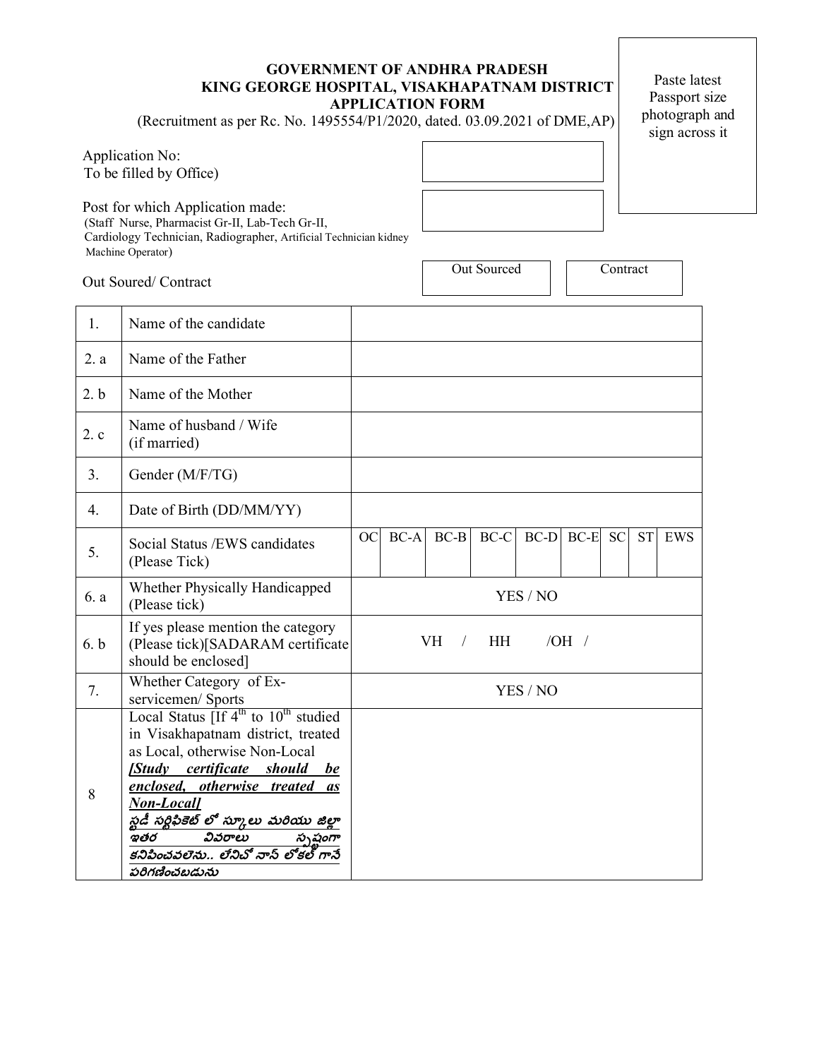**GOVERNMENT OF ANDHRA PRADESH**
**KING GEORGE HOSPITAL, VISAKHAPATNAM DISTRICT**
**APPLICATION FORM**
(Recruitment as per Rc. No. 1495554/P1/2020, dated. 03.09.2021 of DME,AP)

Paste latest Passport size photograph and sign across it

Application No:
To be filled by Office)

Post for which Application made:
(Staff Nurse, Pharmacist Gr-II, Lab-Tech Gr-II, Cardiology Technician, Radiographer, Artificial Technician kidney Machine Operator)

Out Soured/ Contract

| Out Sourced | Contract |
|---|---|
| | |

| | | | | | | | | | | |
|---|---|---|---|---|---|---|---|---|---|---|
| 1. | Name of the candidate | | | | | | | | | |
| 2. a | Name of the Father | | | | | | | | | |
| 2. b | Name of the Mother | | | | | | | | | |
| 2. c | Name of husband / Wife (if married) | | | | | | | | | |
| 3. | Gender (M/F/TG) | | | | | | | | | |
| 4. | Date of Birth (DD/MM/YY) | | | | | | | | | |
| 5. | Social Status /EWS candidates (Please Tick) | OC | BC-A | BC-B | BC-C | BC-D | BC-E | SC | ST | EWS |
| 6. a | Whether Physically Handicapped (Please tick) | YES / NO | | | | | | | | |
| 6. b | If yes please mention the category (Please tick)[SADARAM certificate should be enclosed] | VH / HH /OH / | | | | | | | | |
| 7. | Whether Category of Ex-servicemen/ Sports | YES / NO | | | | | | | | |
| 8 | Local Status [If 4th to 10th studied in Visakhapatnam district, treated as Local, otherwise Non-Local ***[Study certificate should be enclosed, otherwise treated as Non-Local]*** ***స్టడీ సర్టిఫికెట్ లో స్కూలు మరియు జిల్లా ఇతర వివరాలు స్పష్టంగా కనిపించవలెను.. లేనిచో నాన్ లోకల్ గానే పరిగణించబడును*** | | | | | | | | | |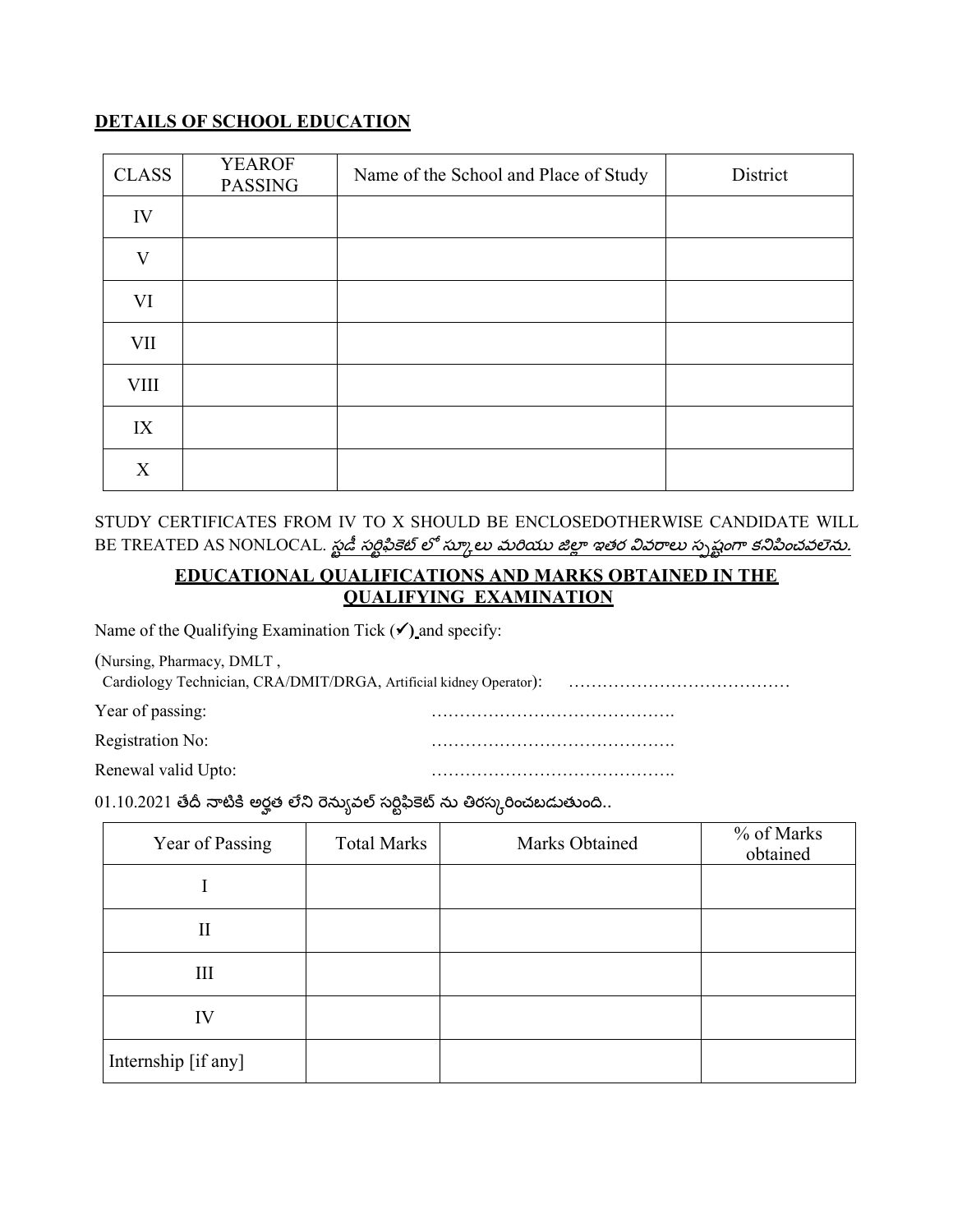## DETAILS OF SCHOOL EDUCATION

| CLASS | YEAROF PASSING | Name of the School and Place of Study | District |
|---|---|---|---|
| IV | | | |
| V | | | |
| VI | | | |
| VII | | | |
| VIII | | | |
| IX | | | |
| X | | | |

STUDY CERTIFICATES FROM IV TO X SHOULD BE ENCLOSEDOTHERWISE CANDIDATE WILL BE TREATED AS NONLOCAL. *స్టడీ సర్టిఫికెట్ లో స్కూలు మరియు జిల్లా ఇతర వివరాలు స్పష్టంగా కనిపించవలెను.*

## EDUCATIONAL QUALIFICATIONS AND MARKS OBTAINED IN THE QUALIFYING EXAMINATION

Name of the Qualifying Examination Tick (✓) and specify:

(Nursing, Pharmacy, DMLT , Cardiology Technician, CRA/DMIT/DRGA, Artificial kidney Operator): …………………………………

Year of passing: …………………………………….

Registration No: …………………………………….

Renewal valid Upto: …………………………………….

01.10.2021 **తేదీ నాటికి అర్హత లేని రెన్యువల్ సర్టిఫికెట్ ను తిరస్కరించబడుతుంది..**

| Year of Passing | Total Marks | Marks Obtained | % of Marks obtained |
|---|---|---|---|
| I | | | |
| II | | | |
| III | | | |
| IV | | | |
| Internship [if any] | | | |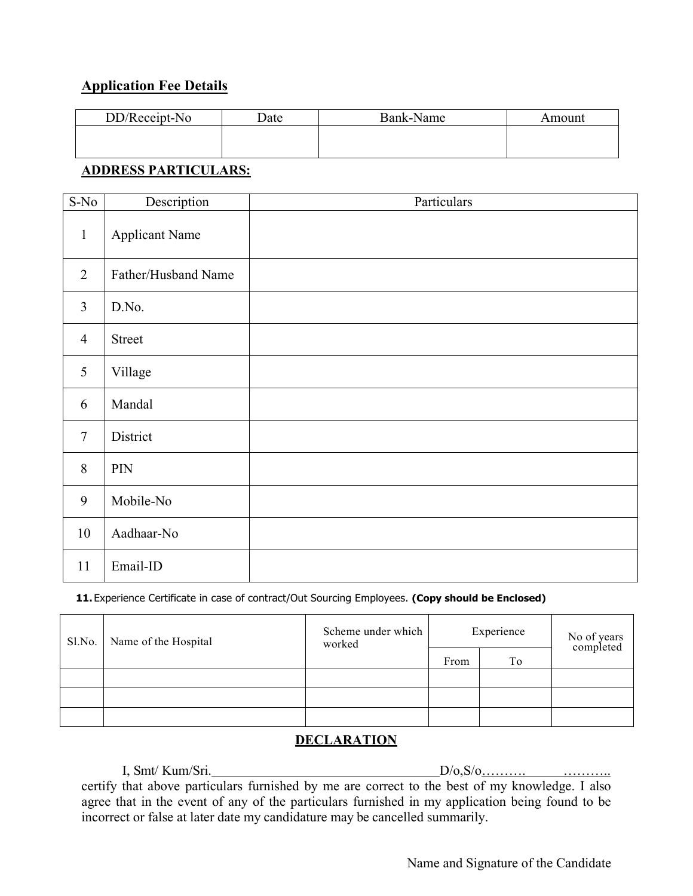**Application Fee Details**

| DD/Receipt-No | Date | Bank-Name | Amount |
|---|---|---|---|
| | | | |

**ADDRESS PARTICULARS:**

| S-No | Description | Particulars |
|---|---|---|
| 1 | Applicant Name | |
| 2 | Father/Husband Name | |
| 3 | D.No. | |
| 4 | Street | |
| 5 | Village | |
| 6 | Mandal | |
| 7 | District | |
| 8 | PIN | |
| 9 | Mobile-No | |
| 10 | Aadhaar-No | |
| 11 | Email-ID | |

**11.** Experience Certificate in case of contract/Out Sourcing Employees. **(Copy should be Enclosed)**

| Sl.No. | Name of the Hospital | Scheme under which worked | Experience | | No of years completed |
|---|---|---|---|---|---|
| | | | From | To | |
| | | | | | |
| | | | | | |
| | | | | | |

**DECLARATION**

I, Smt/ Kum/Sri.\_\_\_\_\_\_\_\_\_\_\_\_\_\_\_\_\_\_\_\_\_\_\_\_\_\_\_\_\_\_\_\_D/o,S/o………. ……….. certify that above particulars furnished by me are correct to the best of my knowledge. I also agree that in the event of any of the particulars furnished in my application being found to be incorrect or false at later date my candidature may be cancelled summarily.

Name and Signature of the Candidate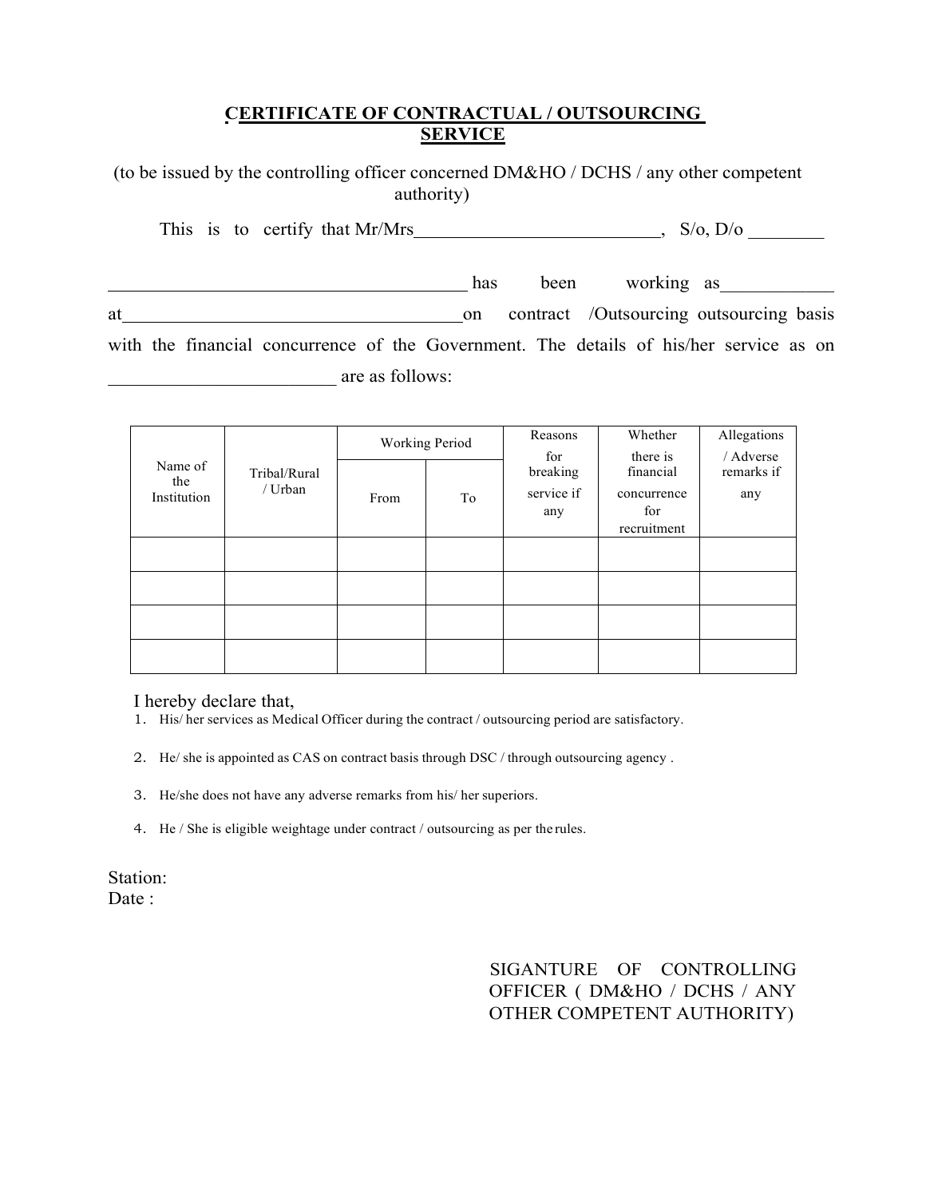## CERTIFICATE OF CONTRACTUAL / OUTSOURCING SERVICE

(to be issued by the controlling officer concerned DM&HO / DCHS / any other competent authority)

This is to certify that Mr/Mrs__________________________, S/o, D/o ________ ______________________________________ has been working as____________ at_____________________________________on contract /Outsourcing outsourcing basis with the financial concurrence of the Government. The details of his/her service as on ________________________ are as follows:

| Name of the Institution | Tribal/Rural / Urban | Working Period | | Reasons for breaking service if any | Whether there is financial concurrence for recruitment | Allegations / Adverse remarks if any |
|---|---|---|---|---|---|---|
| | | From | To | | | |
| | | | | | | |
| | | | | | | |
| | | | | | | |
| | | | | | | |

I hereby declare that,

1. His/ her services as Medical Officer during the contract / outsourcing period are satisfactory.
2. He/ she is appointed as CAS on contract basis through DSC / through outsourcing agency .
3. He/she does not have any adverse remarks from his/ her superiors.
4. He / She is eligible weightage under contract / outsourcing as per the rules.

Station:
Date :

SIGANTURE OF CONTROLLING OFFICER ( DM&HO / DCHS / ANY OTHER COMPETENT AUTHORITY)